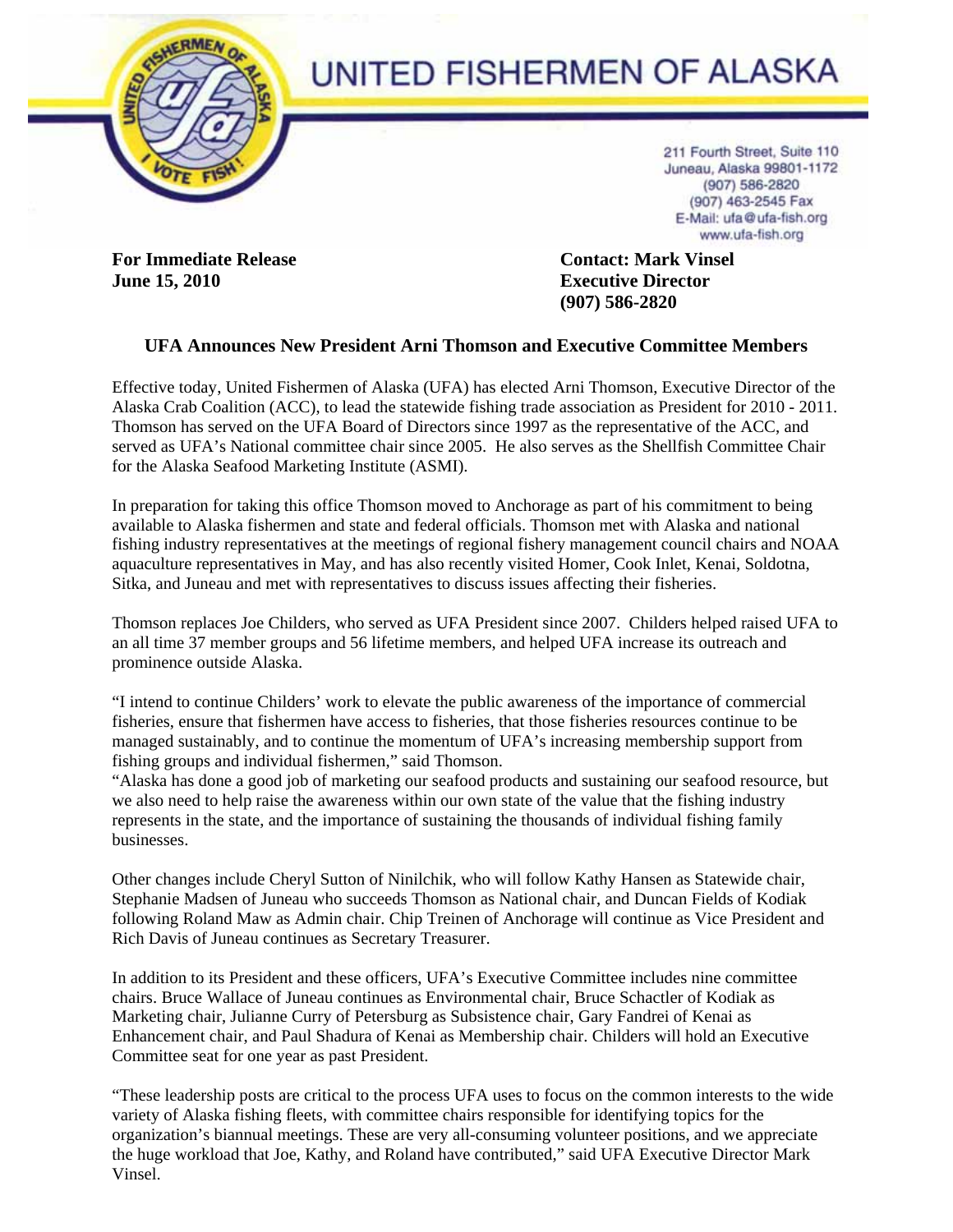# UNITED FISHERMEN OF ALASKA

211 Fourth Street, Suite 110
Juneau, Alaska 99801-1172
(907) 586-2820
(907) 463-2545 Fax
E-Mail: ufa@ufa-fish.org
www.ufa-fish.org

**For Immediate Release**
**June 15, 2010**

**Contact: Mark Vinsel**
**Executive Director**
**(907) 586-2820**

## UFA Announces New President Arni Thomson and Executive Committee Members

Effective today, United Fishermen of Alaska (UFA) has elected Arni Thomson, Executive Director of the Alaska Crab Coalition (ACC), to lead the statewide fishing trade association as President for 2010 - 2011. Thomson has served on the UFA Board of Directors since 1997 as the representative of the ACC, and served as UFA's National committee chair since 2005. He also serves as the Shellfish Committee Chair for the Alaska Seafood Marketing Institute (ASMI).

In preparation for taking this office Thomson moved to Anchorage as part of his commitment to being available to Alaska fishermen and state and federal officials. Thomson met with Alaska and national fishing industry representatives at the meetings of regional fishery management council chairs and NOAA aquaculture representatives in May, and has also recently visited Homer, Cook Inlet, Kenai, Soldotna, Sitka, and Juneau and met with representatives to discuss issues affecting their fisheries.

Thomson replaces Joe Childers, who served as UFA President since 2007. Childers helped raised UFA to an all time 37 member groups and 56 lifetime members, and helped UFA increase its outreach and prominence outside Alaska.

"I intend to continue Childers' work to elevate the public awareness of the importance of commercial fisheries, ensure that fishermen have access to fisheries, that those fisheries resources continue to be managed sustainably, and to continue the momentum of UFA's increasing membership support from fishing groups and individual fishermen," said Thomson.
"Alaska has done a good job of marketing our seafood products and sustaining our seafood resource, but we also need to help raise the awareness within our own state of the value that the fishing industry represents in the state, and the importance of sustaining the thousands of individual fishing family businesses.

Other changes include Cheryl Sutton of Ninilchik, who will follow Kathy Hansen as Statewide chair, Stephanie Madsen of Juneau who succeeds Thomson as National chair, and Duncan Fields of Kodiak following Roland Maw as Admin chair. Chip Treinen of Anchorage will continue as Vice President and Rich Davis of Juneau continues as Secretary Treasurer.

In addition to its President and these officers, UFA's Executive Committee includes nine committee chairs. Bruce Wallace of Juneau continues as Environmental chair, Bruce Schactler of Kodiak as Marketing chair, Julianne Curry of Petersburg as Subsistence chair, Gary Fandrei of Kenai as Enhancement chair, and Paul Shadura of Kenai as Membership chair. Childers will hold an Executive Committee seat for one year as past President.

"These leadership posts are critical to the process UFA uses to focus on the common interests to the wide variety of Alaska fishing fleets, with committee chairs responsible for identifying topics for the organization's biannual meetings. These are very all-consuming volunteer positions, and we appreciate the huge workload that Joe, Kathy, and Roland have contributed," said UFA Executive Director Mark Vinsel.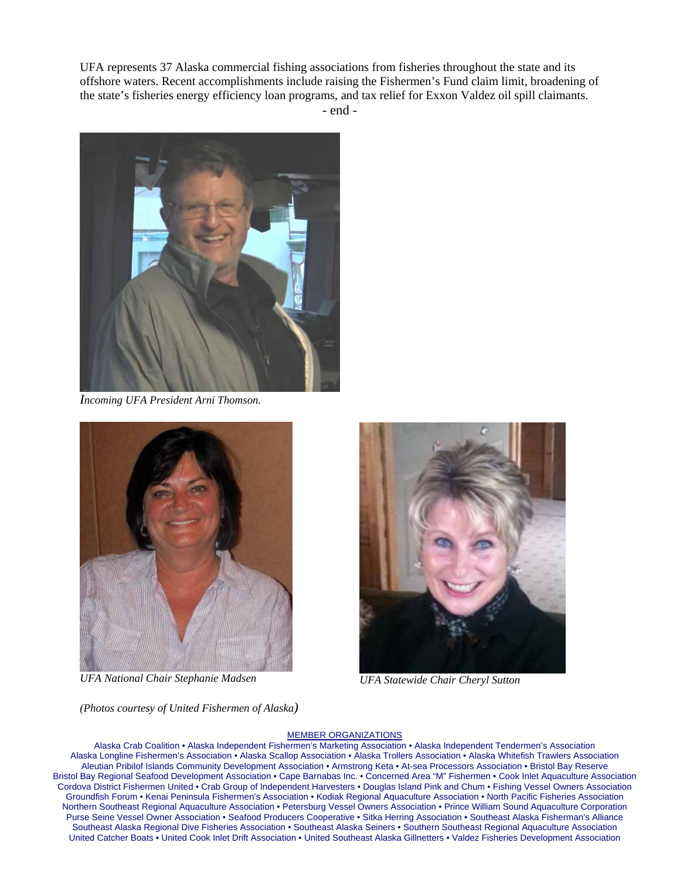UFA represents 37 Alaska commercial fishing associations from fisheries throughout the state and its offshore waters. Recent accomplishments include raising the Fishermen's Fund claim limit, broadening of the state's fisheries energy efficiency loan programs, and tax relief for Exxon Valdez oil spill claimants.

- end -

*Incoming UFA President Arni Thomson.*

*UFA National Chair Stephanie Madsen*

*UFA Statewide Chair Cheryl Sutton*

*(Photos courtesy of United Fishermen of Alaska)*

MEMBER ORGANIZATIONS

Alaska Crab Coalition • Alaska Independent Fishermen's Marketing Association • Alaska Independent Tendermen's Association
Alaska Longline Fishermen's Association • Alaska Scallop Association • Alaska Trollers Association • Alaska Whitefish Trawlers Association
Aleutian Pribilof Islands Community Development Association • Armstrong Keta • At-sea Processors Association • Bristol Bay Reserve
Bristol Bay Regional Seafood Development Association • Cape Barnabas Inc. • Concerned Area "M" Fishermen • Cook Inlet Aquaculture Association
Cordova District Fishermen United • Crab Group of Independent Harvesters • Douglas Island Pink and Chum • Fishing Vessel Owners Association
Groundfish Forum • Kenai Peninsula Fishermen's Association • Kodiak Regional Aquaculture Association • North Pacific Fisheries Association
Northern Southeast Regional Aquaculture Association • Petersburg Vessel Owners Association • Prince William Sound Aquaculture Corporation
Purse Seine Vessel Owner Association • Seafood Producers Cooperative • Sitka Herring Association • Southeast Alaska Fisherman's Alliance
Southeast Alaska Regional Dive Fisheries Association • Southeast Alaska Seiners • Southern Southeast Regional Aquaculture Association
United Catcher Boats • United Cook Inlet Drift Association • United Southeast Alaska Gillnetters • Valdez Fisheries Development Association